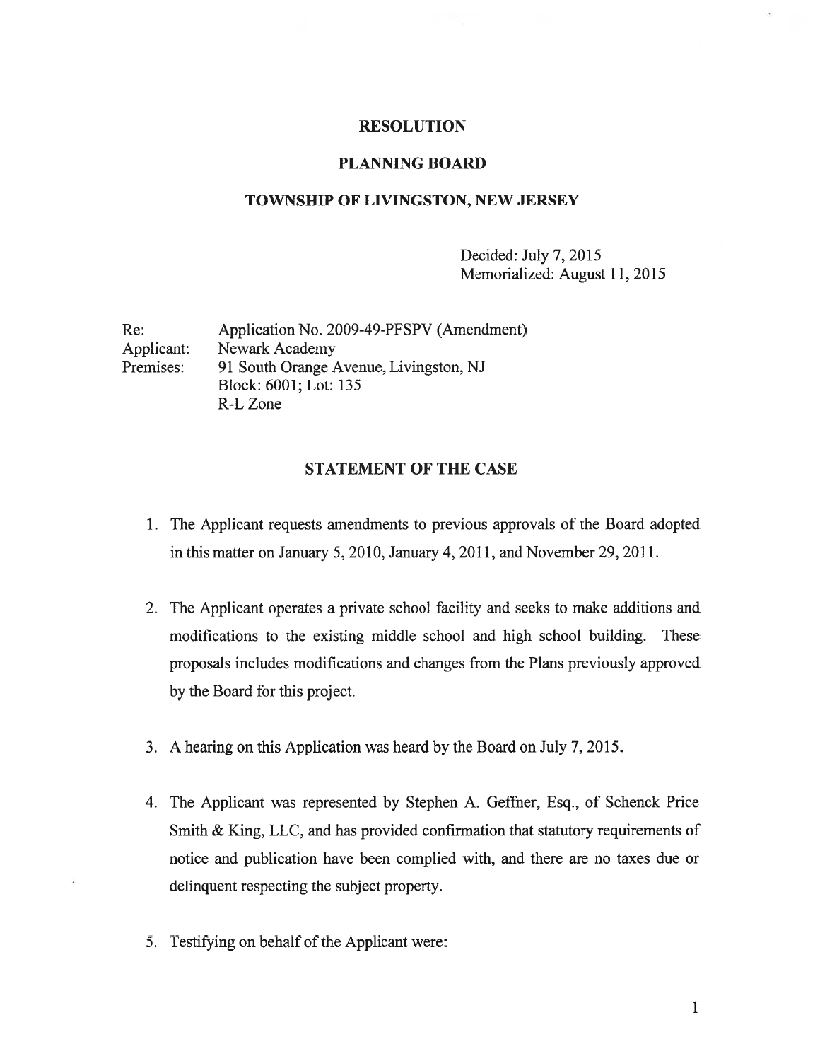# RESOLUTION

## PLANNING BOARD

## TOWNSHIP OF LIVINGSTON, NEW JERSEY

Decided: July 7, 2015
Memorialized: August 11, 2015

Re: Application No. 2009-49-PFSPV (Amendment)
Applicant: Newark Academy
Premises: 91 South Orange Avenue, Livingston, NJ
Block: 6001; Lot: 135
R-L Zone

## STATEMENT OF THE CASE

1. The Applicant requests amendments to previous approvals of the Board adopted in this matter on January 5, 2010, January 4, 2011, and November 29, 2011.

2. The Applicant operates a private school facility and seeks to make additions and modifications to the existing middle school and high school building. These proposals includes modifications and changes from the Plans previously approved by the Board for this project.

3. A hearing on this Application was heard by the Board on July 7, 2015.

4. The Applicant was represented by Stephen A. Geffner, Esq., of Schenck Price Smith & King, LLC, and has provided confirmation that statutory requirements of notice and publication have been complied with, and there are no taxes due or delinquent respecting the subject property.

5. Testifying on behalf of the Applicant were: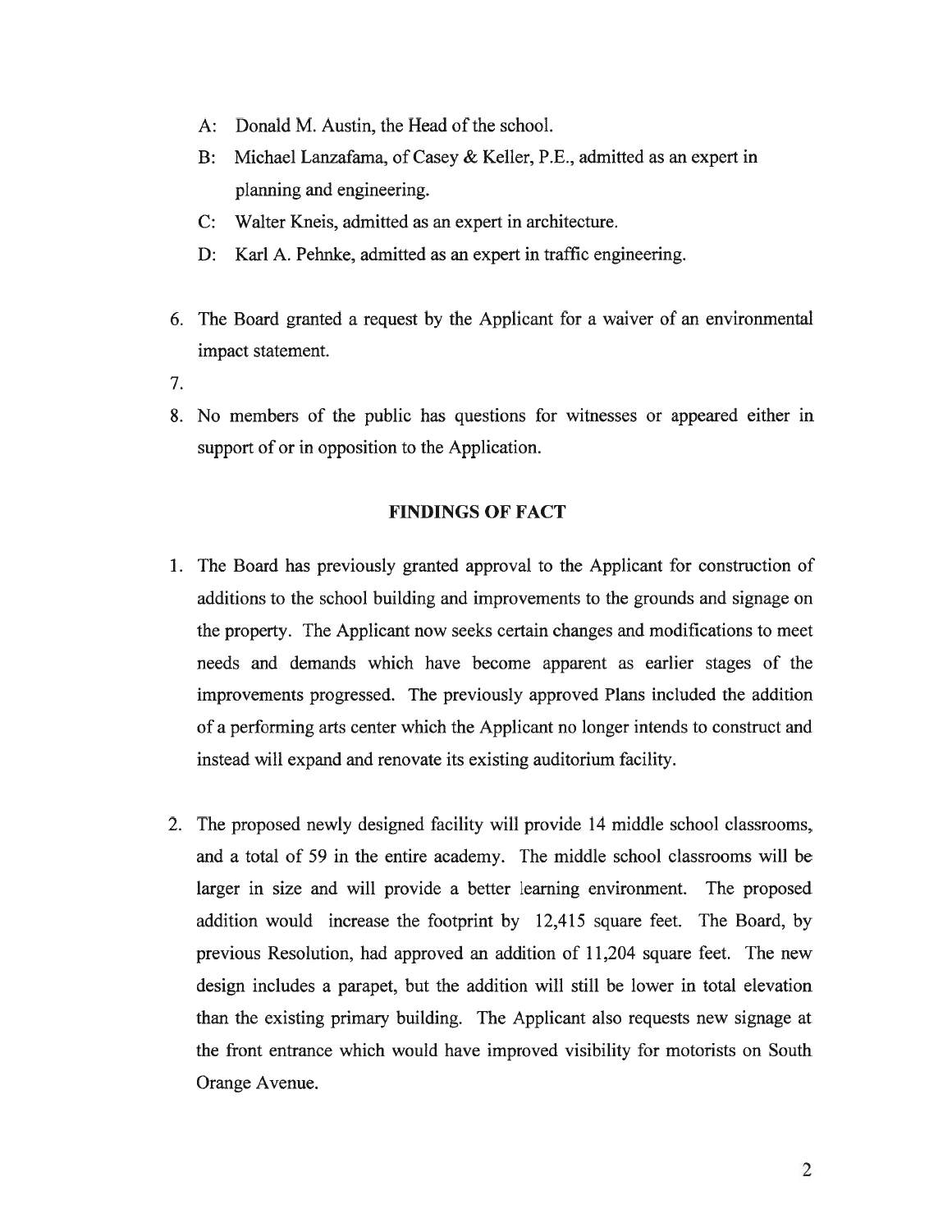A: Donald M. Austin, the Head of the school.

B: Michael Lanzafama, of Casey & Keller, P.E., admitted as an expert in planning and engineering.

C: Walter Kneis, admitted as an expert in architecture.

D: Karl A. Pehnke, admitted as an expert in traffic engineering.

6. The Board granted a request by the Applicant for a waiver of an environmental impact statement.

7.

8. No members of the public has questions for witnesses or appeared either in support of or in opposition to the Application.

## FINDINGS OF FACT

1. The Board has previously granted approval to the Applicant for construction of additions to the school building and improvements to the grounds and signage on the property. The Applicant now seeks certain changes and modifications to meet needs and demands which have become apparent as earlier stages of the improvements progressed. The previously approved Plans included the addition of a performing arts center which the Applicant no longer intends to construct and instead will expand and renovate its existing auditorium facility.

2. The proposed newly designed facility will provide 14 middle school classrooms, and a total of 59 in the entire academy. The middle school classrooms will be larger in size and will provide a better learning environment. The proposed addition would increase the footprint by 12,415 square feet. The Board, by previous Resolution, had approved an addition of 11,204 square feet. The new design includes a parapet, but the addition will still be lower in total elevation than the existing primary building. The Applicant also requests new signage at the front entrance which would have improved visibility for motorists on South Orange Avenue.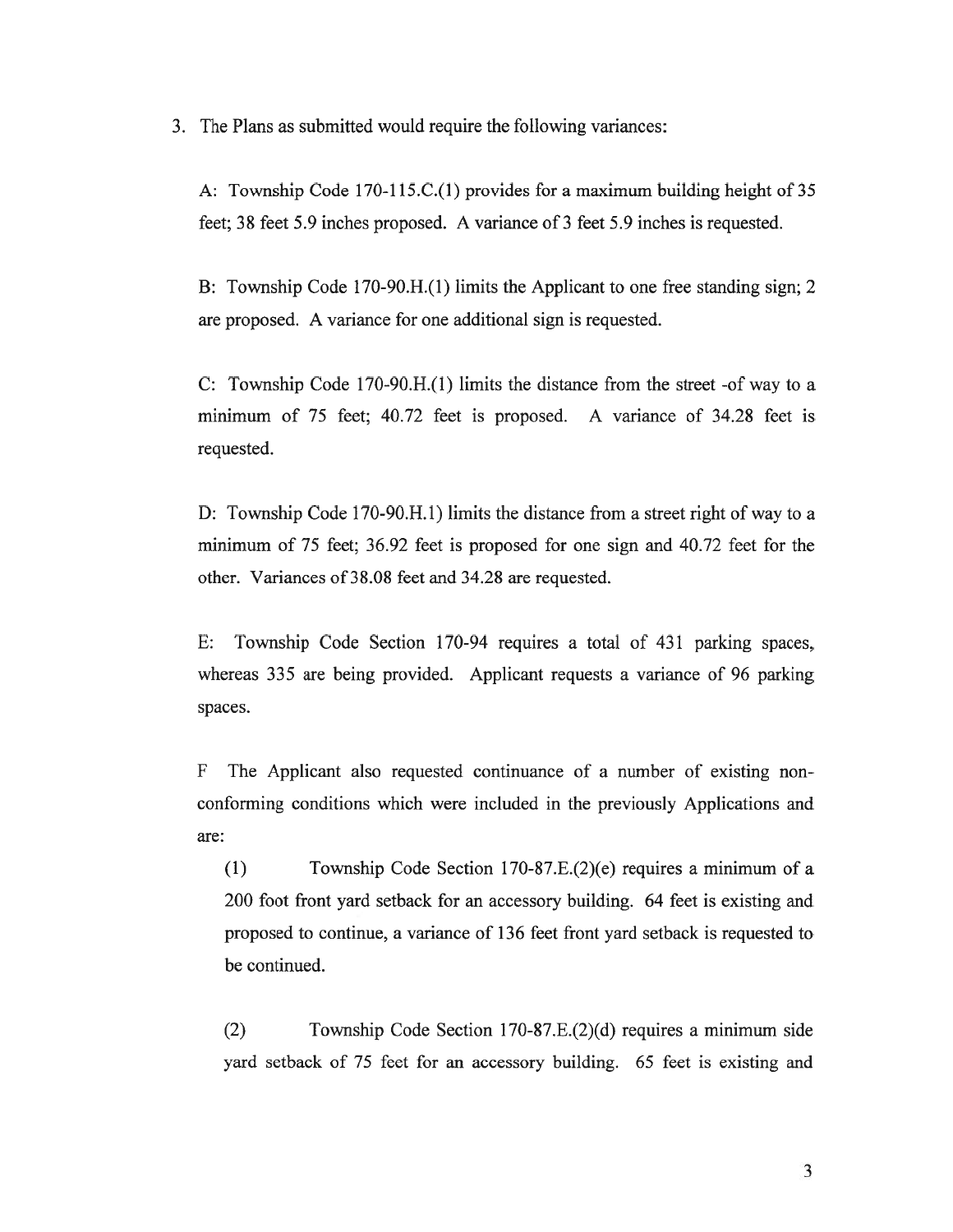3. The Plans as submitted would require the following variances:

   A: Township Code 170-115.C.(1) provides for a maximum building height of 35 feet; 38 feet 5.9 inches proposed. A variance of 3 feet 5.9 inches is requested.

   B: Township Code 170-90.H.(1) limits the Applicant to one free standing sign; 2 are proposed. A variance for one additional sign is requested.

   C: Township Code 170-90.H.(1) limits the distance from the street -of way to a minimum of 75 feet; 40.72 feet is proposed. A variance of 34.28 feet is requested.

   D: Township Code 170-90.H.1) limits the distance from a street right of way to a minimum of 75 feet; 36.92 feet is proposed for one sign and 40.72 feet for the other. Variances of 38.08 feet and 34.28 are requested.

   E: Township Code Section 170-94 requires a total of 431 parking spaces, whereas 335 are being provided. Applicant requests a variance of 96 parking spaces.

   F The Applicant also requested continuance of a number of existing non-conforming conditions which were included in the previously Applications and are:

   (1) Township Code Section 170-87.E.(2)(e) requires a minimum of a 200 foot front yard setback for an accessory building. 64 feet is existing and proposed to continue, a variance of 136 feet front yard setback is requested to be continued.

   (2) Township Code Section 170-87.E.(2)(d) requires a minimum side yard setback of 75 feet for an accessory building. 65 feet is existing and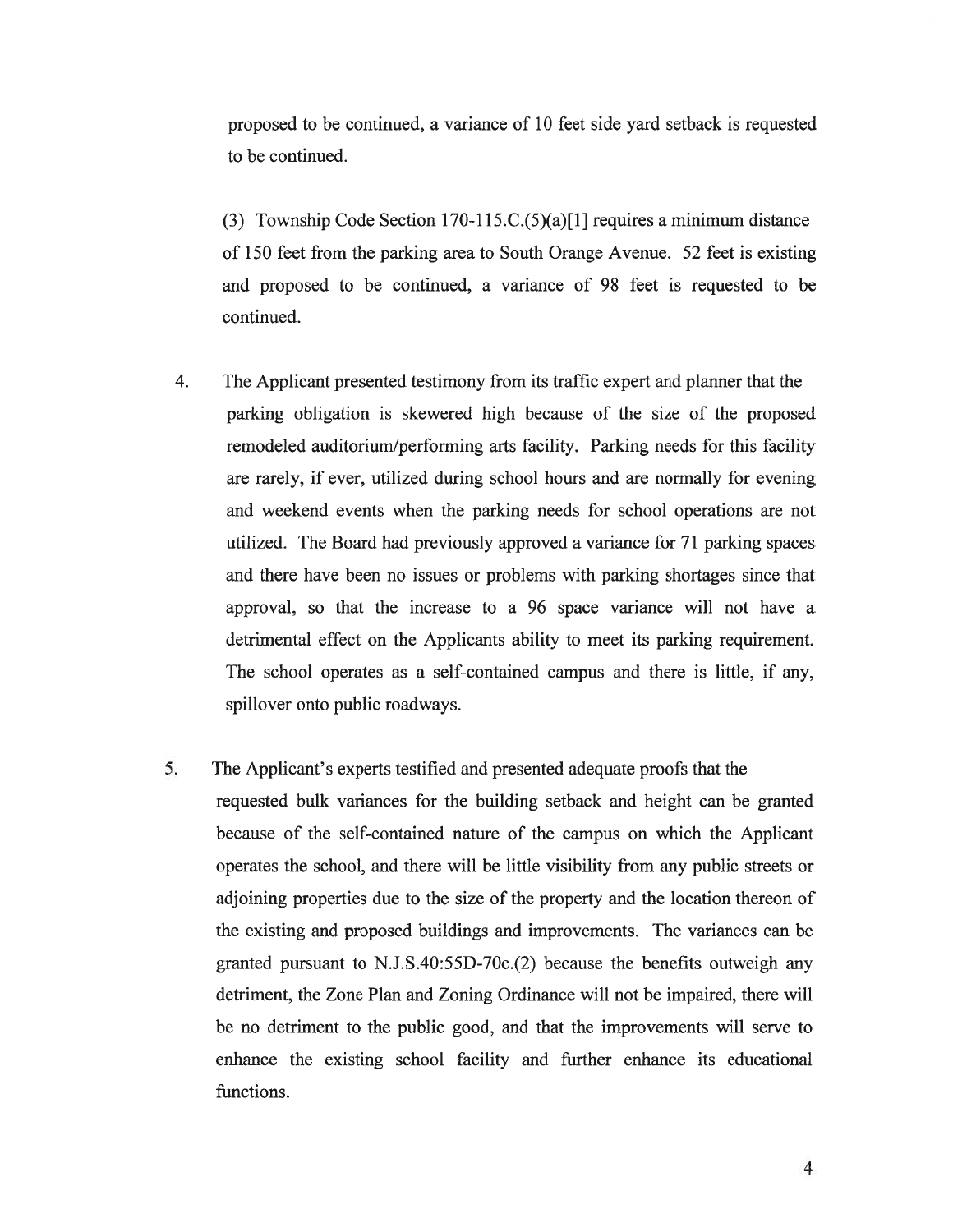proposed to be continued, a variance of 10 feet side yard setback is requested to be continued.

(3) Township Code Section 170-115.C.(5)(a)[1] requires a minimum distance of 150 feet from the parking area to South Orange Avenue. 52 feet is existing and proposed to be continued, a variance of 98 feet is requested to be continued.

4. The Applicant presented testimony from its traffic expert and planner that the parking obligation is skewered high because of the size of the proposed remodeled auditorium/performing arts facility. Parking needs for this facility are rarely, if ever, utilized during school hours and are normally for evening and weekend events when the parking needs for school operations are not utilized. The Board had previously approved a variance for 71 parking spaces and there have been no issues or problems with parking shortages since that approval, so that the increase to a 96 space variance will not have a detrimental effect on the Applicants ability to meet its parking requirement. The school operates as a self-contained campus and there is little, if any, spillover onto public roadways.

5. The Applicant's experts testified and presented adequate proofs that the requested bulk variances for the building setback and height can be granted because of the self-contained nature of the campus on which the Applicant operates the school, and there will be little visibility from any public streets or adjoining properties due to the size of the property and the location thereon of the existing and proposed buildings and improvements. The variances can be granted pursuant to N.J.S.40:55D-70c.(2) because the benefits outweigh any detriment, the Zone Plan and Zoning Ordinance will not be impaired, there will be no detriment to the public good, and that the improvements will serve to enhance the existing school facility and further enhance its educational functions.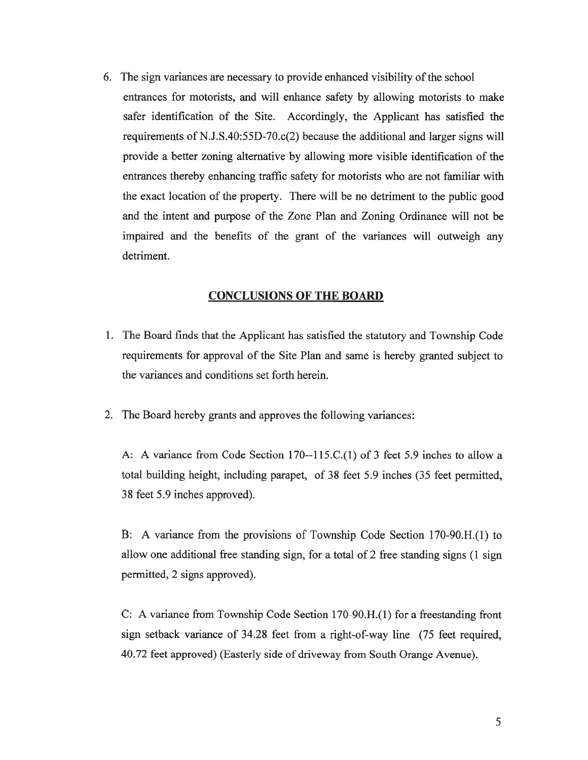6. The sign variances are necessary to provide enhanced visibility of the school entrances for motorists, and will enhance safety by allowing motorists to make safer identification of the Site. Accordingly, the Applicant has satisfied the requirements of N.J.S.40:55D-70.c(2) because the additional and larger signs will provide a better zoning alternative by allowing more visible identification of the entrances thereby enhancing traffic safety for motorists who are not familiar with the exact location of the property. There will be no detriment to the public good and the intent and purpose of the Zone Plan and Zoning Ordinance will not be impaired and the benefits of the grant of the variances will outweigh any detriment.

## CONCLUSIONS OF THE BOARD

1. The Board finds that the Applicant has satisfied the statutory and Township Code requirements for approval of the Site Plan and same is hereby granted subject to the variances and conditions set forth herein.

2. The Board hereby grants and approves the following variances:

   A: A variance from Code Section 170--115.C.(1) of 3 feet 5.9 inches to allow a total building height, including parapet, of 38 feet 5.9 inches (35 feet permitted, 38 feet 5.9 inches approved).

   B: A variance from the provisions of Township Code Section 170-90.H.(1) to allow one additional free standing sign, for a total of 2 free standing signs (1 sign permitted, 2 signs approved).

   C: A variance from Township Code Section 170-90.H.(1) for a freestanding front sign setback variance of 34.28 feet from a right-of-way line (75 feet required, 40.72 feet approved) (Easterly side of driveway from South Orange Avenue).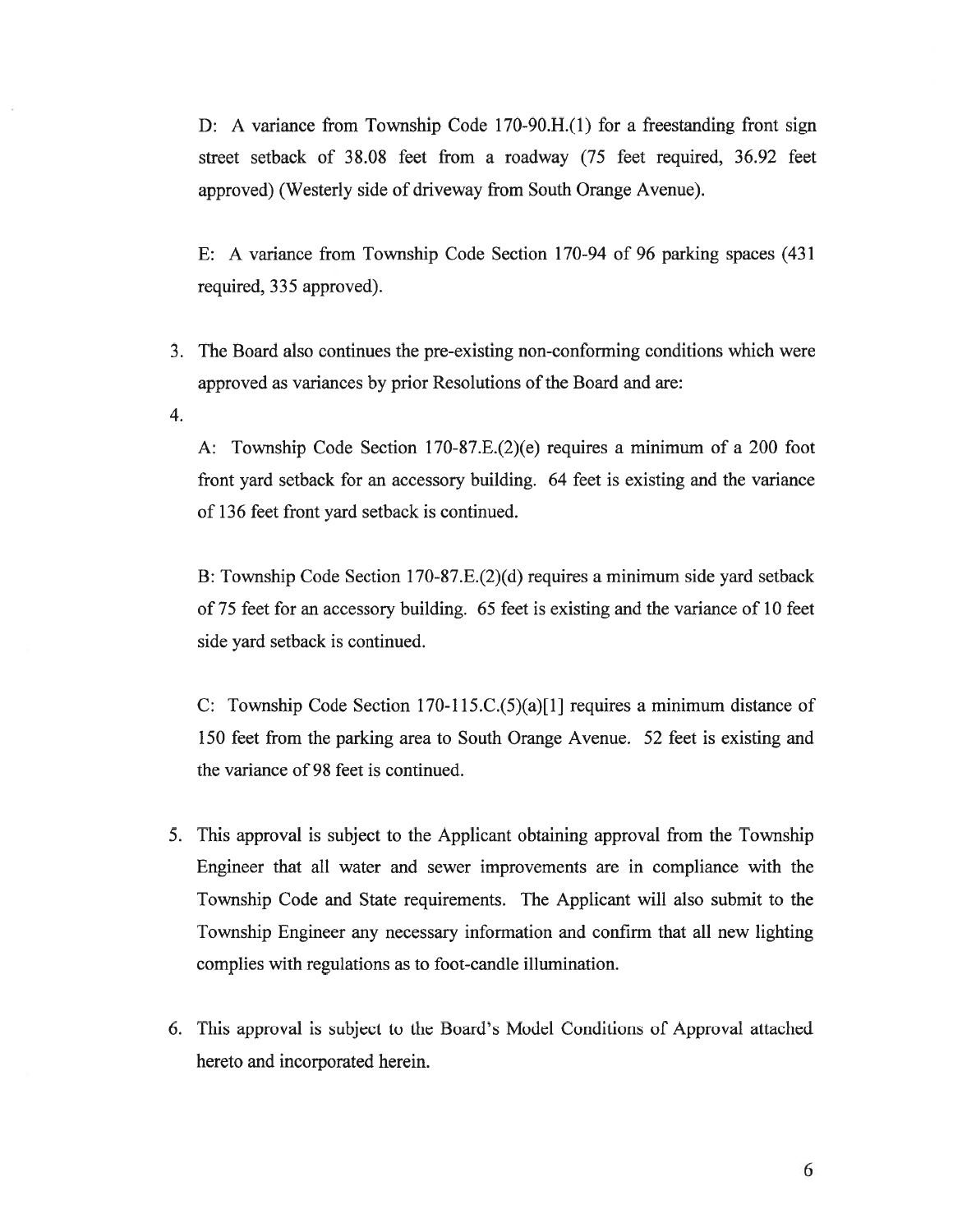D: A variance from Township Code 170-90.H.(1) for a freestanding front sign street setback of 38.08 feet from a roadway (75 feet required, 36.92 feet approved) (Westerly side of driveway from South Orange Avenue).

E: A variance from Township Code Section 170-94 of 96 parking spaces (431 required, 335 approved).

3. The Board also continues the pre-existing non-conforming conditions which were approved as variances by prior Resolutions of the Board and are:

4.

A: Township Code Section 170-87.E.(2)(e) requires a minimum of a 200 foot front yard setback for an accessory building. 64 feet is existing and the variance of 136 feet front yard setback is continued.

B: Township Code Section 170-87.E.(2)(d) requires a minimum side yard setback of 75 feet for an accessory building. 65 feet is existing and the variance of 10 feet side yard setback is continued.

C: Township Code Section 170-115.C.(5)(a)[1] requires a minimum distance of 150 feet from the parking area to South Orange Avenue. 52 feet is existing and the variance of 98 feet is continued.

5. This approval is subject to the Applicant obtaining approval from the Township Engineer that all water and sewer improvements are in compliance with the Township Code and State requirements. The Applicant will also submit to the Township Engineer any necessary information and confirm that all new lighting complies with regulations as to foot-candle illumination.

6. This approval is subject to the Board's Model Conditions of Approval attached hereto and incorporated herein.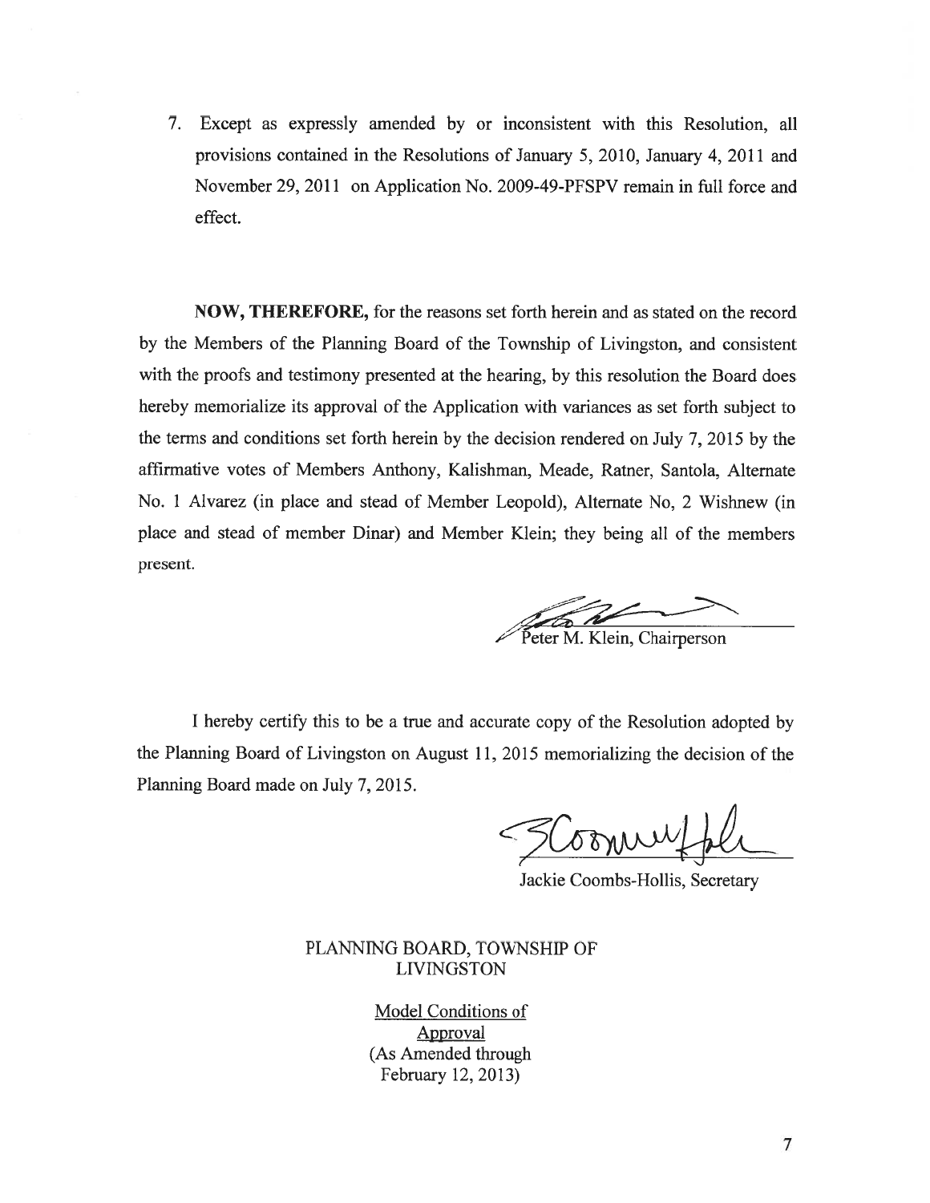7. Except as expressly amended by or inconsistent with this Resolution, all provisions contained in the Resolutions of January 5, 2010, January 4, 2011 and November 29, 2011 on Application No. 2009-49-PFSPV remain in full force and effect.

**NOW, THEREFORE,** for the reasons set forth herein and as stated on the record by the Members of the Planning Board of the Township of Livingston, and consistent with the proofs and testimony presented at the hearing, by this resolution the Board does hereby memorialize its approval of the Application with variances as set forth subject to the terms and conditions set forth herein by the decision rendered on July 7, 2015 by the affirmative votes of Members Anthony, Kalishman, Meade, Ratner, Santola, Alternate No. 1 Alvarez (in place and stead of Member Leopold), Alternate No, 2 Wishnew (in place and stead of member Dinar) and Member Klein; they being all of the members present.

Peter M. Klein, Chairperson

I hereby certify this to be a true and accurate copy of the Resolution adopted by the Planning Board of Livingston on August 11, 2015 memorializing the decision of the Planning Board made on July 7, 2015.

Jackie Coombs-Hollis, Secretary

PLANNING BOARD, TOWNSHIP OF LIVINGSTON

Model Conditions of Approval
(As Amended through February 12, 2013)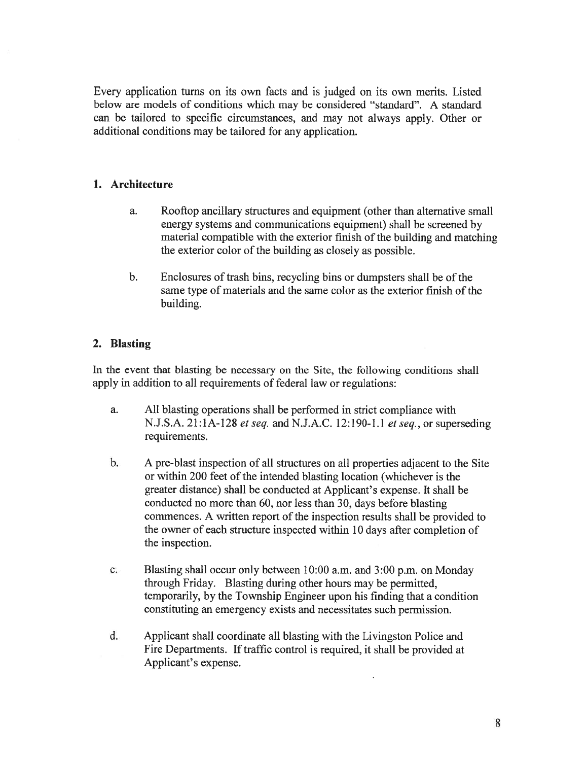Every application turns on its own facts and is judged on its own merits. Listed below are models of conditions which may be considered "standard". A standard can be tailored to specific circumstances, and may not always apply. Other or additional conditions may be tailored for any application.

## 1. Architecture

a. Rooftop ancillary structures and equipment (other than alternative small energy systems and communications equipment) shall be screened by material compatible with the exterior finish of the building and matching the exterior color of the building as closely as possible.

b. Enclosures of trash bins, recycling bins or dumpsters shall be of the same type of materials and the same color as the exterior finish of the building.

## 2. Blasting

In the event that blasting be necessary on the Site, the following conditions shall apply in addition to all requirements of federal law or regulations:

a. All blasting operations shall be performed in strict compliance with N.J.S.A. 21:1A-128 *et seq.* and N.J.A.C. 12:190-1.1 *et seq.*, or superseding requirements.

b. A pre-blast inspection of all structures on all properties adjacent to the Site or within 200 feet of the intended blasting location (whichever is the greater distance) shall be conducted at Applicant's expense. It shall be conducted no more than 60, nor less than 30, days before blasting commences. A written report of the inspection results shall be provided to the owner of each structure inspected within 10 days after completion of the inspection.

c. Blasting shall occur only between 10:00 a.m. and 3:00 p.m. on Monday through Friday. Blasting during other hours may be permitted, temporarily, by the Township Engineer upon his finding that a condition constituting an emergency exists and necessitates such permission.

d. Applicant shall coordinate all blasting with the Livingston Police and Fire Departments. If traffic control is required, it shall be provided at Applicant's expense.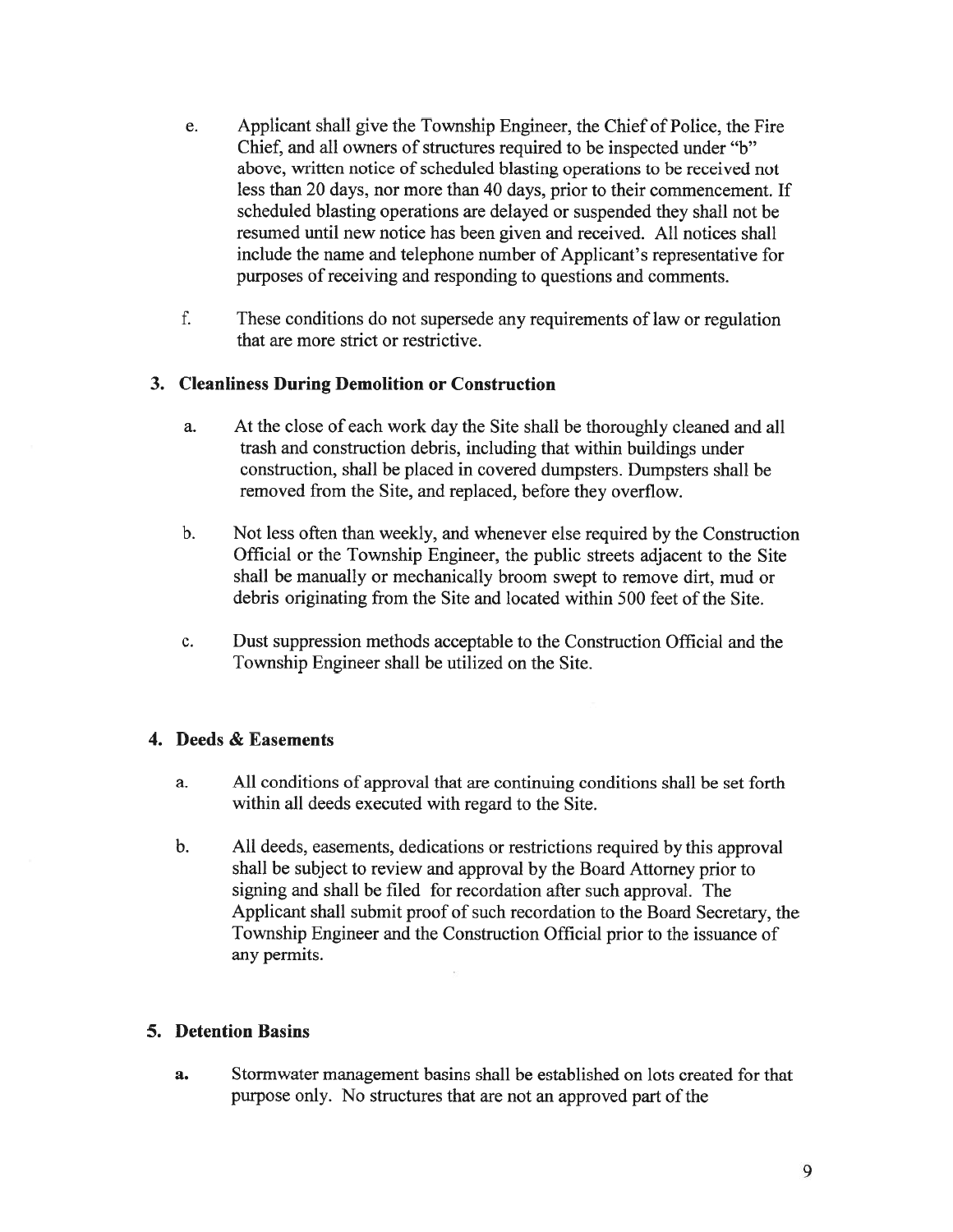e. Applicant shall give the Township Engineer, the Chief of Police, the Fire Chief, and all owners of structures required to be inspected under "b" above, written notice of scheduled blasting operations to be received not less than 20 days, nor more than 40 days, prior to their commencement. If scheduled blasting operations are delayed or suspended they shall not be resumed until new notice has been given and received. All notices shall include the name and telephone number of Applicant's representative for purposes of receiving and responding to questions and comments.

f. These conditions do not supersede any requirements of law or regulation that are more strict or restrictive.

### 3. Cleanliness During Demolition or Construction

a. At the close of each work day the Site shall be thoroughly cleaned and all trash and construction debris, including that within buildings under construction, shall be placed in covered dumpsters. Dumpsters shall be removed from the Site, and replaced, before they overflow.

b. Not less often than weekly, and whenever else required by the Construction Official or the Township Engineer, the public streets adjacent to the Site shall be manually or mechanically broom swept to remove dirt, mud or debris originating from the Site and located within 500 feet of the Site.

c. Dust suppression methods acceptable to the Construction Official and the Township Engineer shall be utilized on the Site.

### 4. Deeds & Easements

a. All conditions of approval that are continuing conditions shall be set forth within all deeds executed with regard to the Site.

b. All deeds, easements, dedications or restrictions required by this approval shall be subject to review and approval by the Board Attorney prior to signing and shall be filed for recordation after such approval. The Applicant shall submit proof of such recordation to the Board Secretary, the Township Engineer and the Construction Official prior to the issuance of any permits.

### 5. Detention Basins

a. Stormwater management basins shall be established on lots created for that purpose only. No structures that are not an approved part of the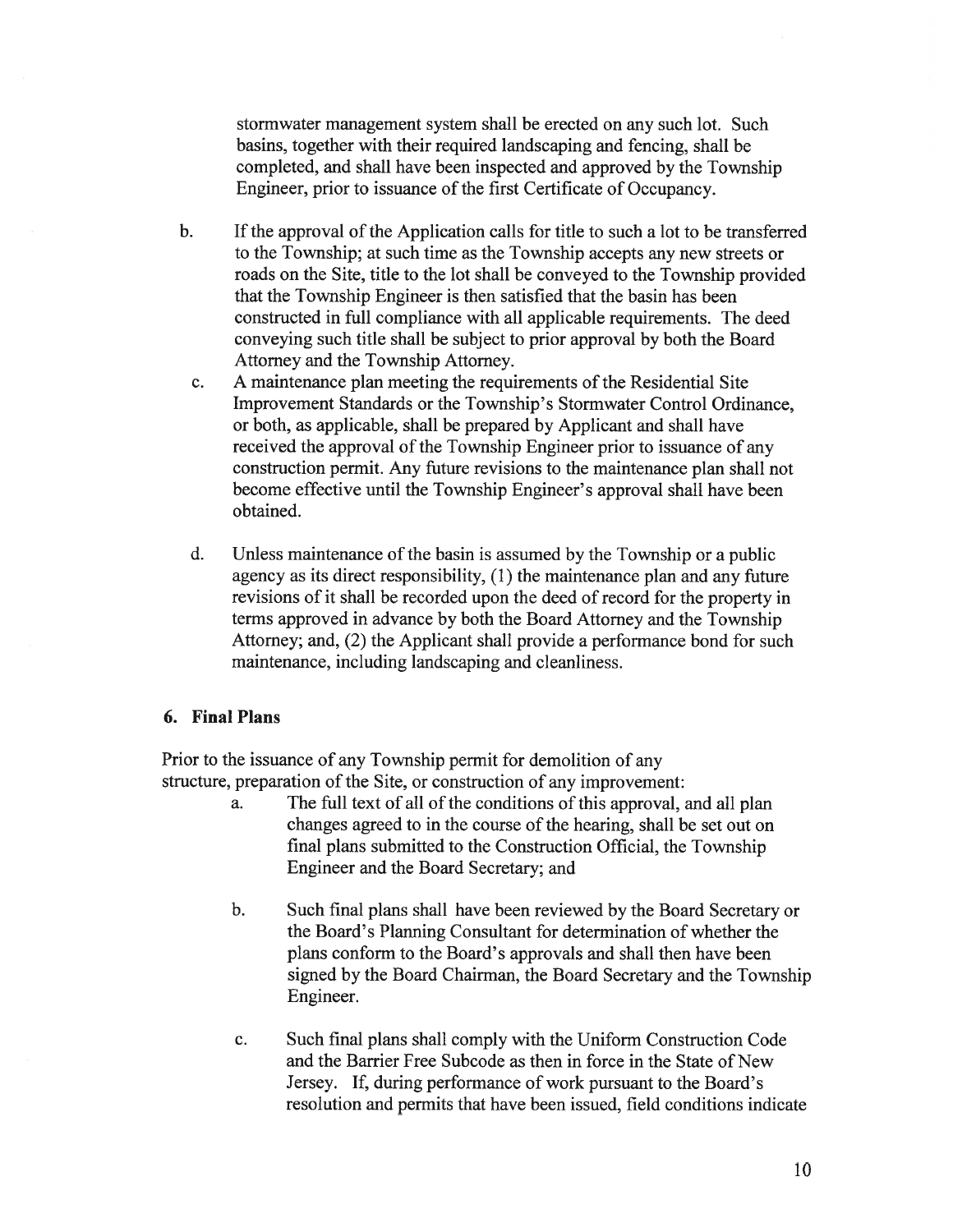stormwater management system shall be erected on any such lot. Such basins, together with their required landscaping and fencing, shall be completed, and shall have been inspected and approved by the Township Engineer, prior to issuance of the first Certificate of Occupancy.

b. If the approval of the Application calls for title to such a lot to be transferred to the Township; at such time as the Township accepts any new streets or roads on the Site, title to the lot shall be conveyed to the Township provided that the Township Engineer is then satisfied that the basin has been constructed in full compliance with all applicable requirements. The deed conveying such title shall be subject to prior approval by both the Board Attorney and the Township Attorney.

c. A maintenance plan meeting the requirements of the Residential Site Improvement Standards or the Township's Stormwater Control Ordinance, or both, as applicable, shall be prepared by Applicant and shall have received the approval of the Township Engineer prior to issuance of any construction permit. Any future revisions to the maintenance plan shall not become effective until the Township Engineer's approval shall have been obtained.

d. Unless maintenance of the basin is assumed by the Township or a public agency as its direct responsibility, (1) the maintenance plan and any future revisions of it shall be recorded upon the deed of record for the property in terms approved in advance by both the Board Attorney and the Township Attorney; and, (2) the Applicant shall provide a performance bond for such maintenance, including landscaping and cleanliness.

### 6. Final Plans

Prior to the issuance of any Township permit for demolition of any structure, preparation of the Site, or construction of any improvement:

a. The full text of all of the conditions of this approval, and all plan changes agreed to in the course of the hearing, shall be set out on final plans submitted to the Construction Official, the Township Engineer and the Board Secretary; and

b. Such final plans shall have been reviewed by the Board Secretary or the Board's Planning Consultant for determination of whether the plans conform to the Board's approvals and shall then have been signed by the Board Chairman, the Board Secretary and the Township Engineer.

c. Such final plans shall comply with the Uniform Construction Code and the Barrier Free Subcode as then in force in the State of New Jersey. If, during performance of work pursuant to the Board's resolution and permits that have been issued, field conditions indicate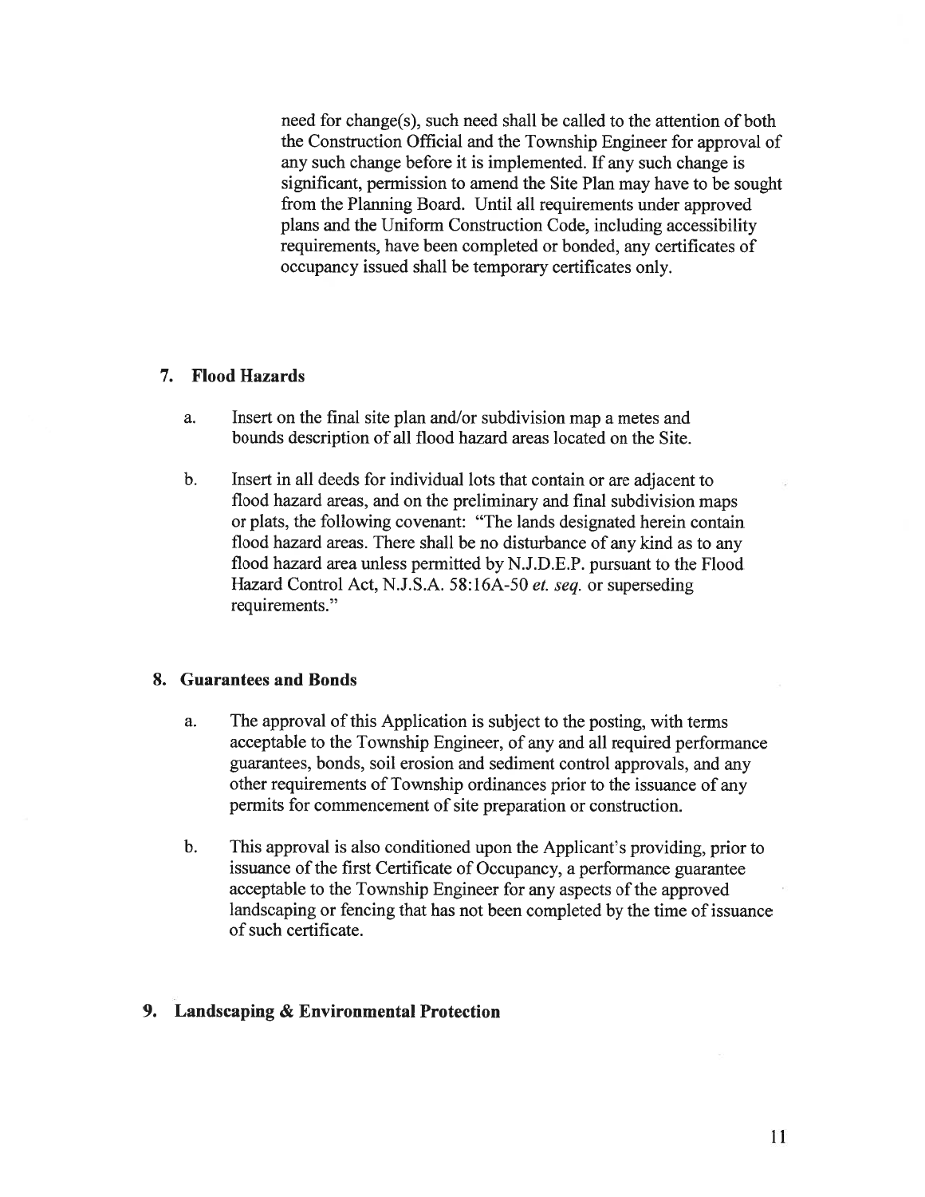need for change(s), such need shall be called to the attention of both the Construction Official and the Township Engineer for approval of any such change before it is implemented. If any such change is significant, permission to amend the Site Plan may have to be sought from the Planning Board. Until all requirements under approved plans and the Uniform Construction Code, including accessibility requirements, have been completed or bonded, any certificates of occupancy issued shall be temporary certificates only.

## 7. Flood Hazards

a. Insert on the final site plan and/or subdivision map a metes and bounds description of all flood hazard areas located on the Site.

b. Insert in all deeds for individual lots that contain or are adjacent to flood hazard areas, and on the preliminary and final subdivision maps or plats, the following covenant: "The lands designated herein contain flood hazard areas. There shall be no disturbance of any kind as to any flood hazard area unless permitted by N.J.D.E.P. pursuant to the Flood Hazard Control Act, N.J.S.A. 58:16A-50 *et. seq.* or superseding requirements."

## 8. Guarantees and Bonds

a. The approval of this Application is subject to the posting, with terms acceptable to the Township Engineer, of any and all required performance guarantees, bonds, soil erosion and sediment control approvals, and any other requirements of Township ordinances prior to the issuance of any permits for commencement of site preparation or construction.

b. This approval is also conditioned upon the Applicant's providing, prior to issuance of the first Certificate of Occupancy, a performance guarantee acceptable to the Township Engineer for any aspects of the approved landscaping or fencing that has not been completed by the time of issuance of such certificate.

## 9. Landscaping & Environmental Protection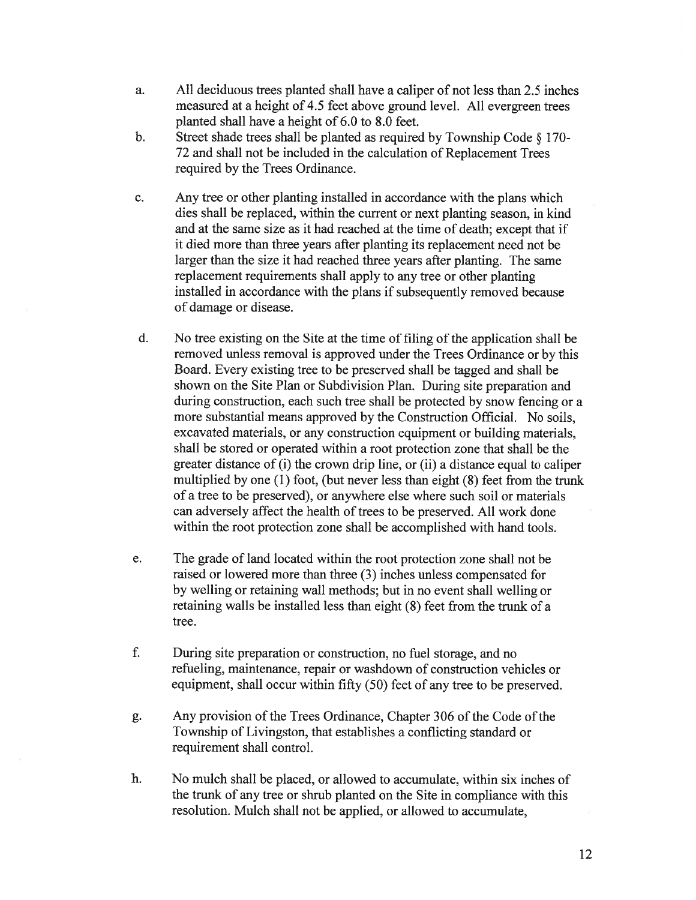a. All deciduous trees planted shall have a caliper of not less than 2.5 inches measured at a height of 4.5 feet above ground level. All evergreen trees planted shall have a height of 6.0 to 8.0 feet.

b. Street shade trees shall be planted as required by Township Code § 170-72 and shall not be included in the calculation of Replacement Trees required by the Trees Ordinance.

c. Any tree or other planting installed in accordance with the plans which dies shall be replaced, within the current or next planting season, in kind and at the same size as it had reached at the time of death; except that if it died more than three years after planting its replacement need not be larger than the size it had reached three years after planting. The same replacement requirements shall apply to any tree or other planting installed in accordance with the plans if subsequently removed because of damage or disease.

d. No tree existing on the Site at the time of filing of the application shall be removed unless removal is approved under the Trees Ordinance or by this Board. Every existing tree to be preserved shall be tagged and shall be shown on the Site Plan or Subdivision Plan. During site preparation and during construction, each such tree shall be protected by snow fencing or a more substantial means approved by the Construction Official. No soils, excavated materials, or any construction equipment or building materials, shall be stored or operated within a root protection zone that shall be the greater distance of (i) the crown drip line, or (ii) a distance equal to caliper multiplied by one (1) foot, (but never less than eight (8) feet from the trunk of a tree to be preserved), or anywhere else where such soil or materials can adversely affect the health of trees to be preserved. All work done within the root protection zone shall be accomplished with hand tools.

e. The grade of land located within the root protection zone shall not be raised or lowered more than three (3) inches unless compensated for by welling or retaining wall methods; but in no event shall welling or retaining walls be installed less than eight (8) feet from the trunk of a tree.

f. During site preparation or construction, no fuel storage, and no refueling, maintenance, repair or washdown of construction vehicles or equipment, shall occur within fifty (50) feet of any tree to be preserved.

g. Any provision of the Trees Ordinance, Chapter 306 of the Code of the Township of Livingston, that establishes a conflicting standard or requirement shall control.

h. No mulch shall be placed, or allowed to accumulate, within six inches of the trunk of any tree or shrub planted on the Site in compliance with this resolution. Mulch shall not be applied, or allowed to accumulate,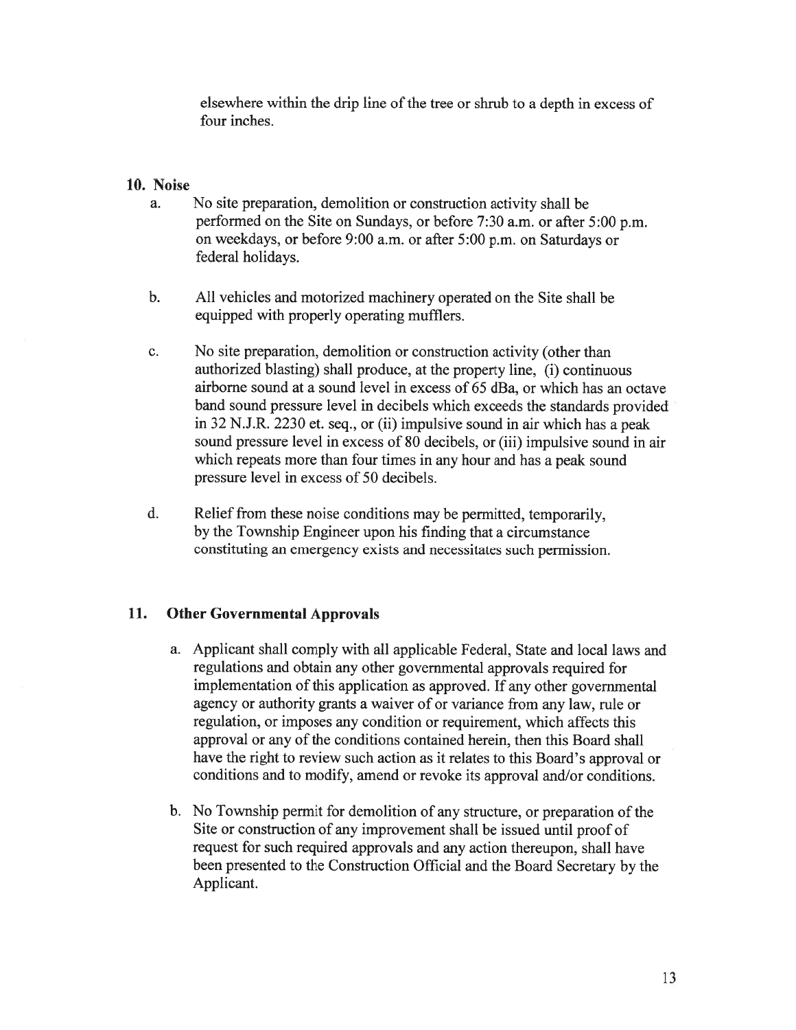elsewhere within the drip line of the tree or shrub to a depth in excess of four inches.

## 10. Noise

a. No site preparation, demolition or construction activity shall be performed on the Site on Sundays, or before 7:30 a.m. or after 5:00 p.m. on weekdays, or before 9:00 a.m. or after 5:00 p.m. on Saturdays or federal holidays.

b. All vehicles and motorized machinery operated on the Site shall be equipped with properly operating mufflers.

c. No site preparation, demolition or construction activity (other than authorized blasting) shall produce, at the property line, (i) continuous airborne sound at a sound level in excess of 65 dBa, or which has an octave band sound pressure level in decibels which exceeds the standards provided in 32 N.J.R. 2230 et. seq., or (ii) impulsive sound in air which has a peak sound pressure level in excess of 80 decibels, or (iii) impulsive sound in air which repeats more than four times in any hour and has a peak sound pressure level in excess of 50 decibels.

d. Relief from these noise conditions may be permitted, temporarily, by the Township Engineer upon his finding that a circumstance constituting an emergency exists and necessitates such permission.

## 11. Other Governmental Approvals

a. Applicant shall comply with all applicable Federal, State and local laws and regulations and obtain any other governmental approvals required for implementation of this application as approved. If any other governmental agency or authority grants a waiver of or variance from any law, rule or regulation, or imposes any condition or requirement, which affects this approval or any of the conditions contained herein, then this Board shall have the right to review such action as it relates to this Board's approval or conditions and to modify, amend or revoke its approval and/or conditions.

b. No Township permit for demolition of any structure, or preparation of the Site or construction of any improvement shall be issued until proof of request for such required approvals and any action thereupon, shall have been presented to the Construction Official and the Board Secretary by the Applicant.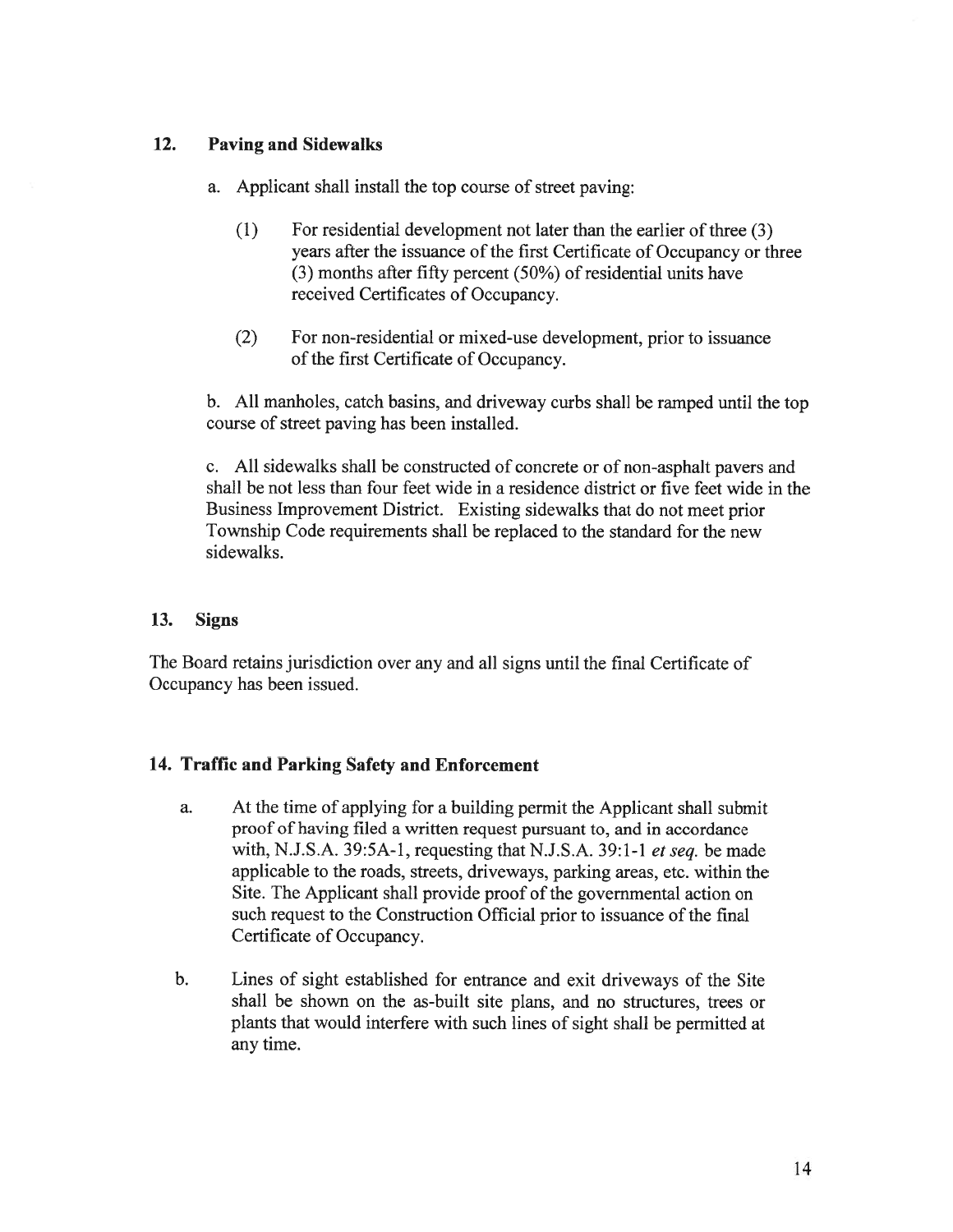## 12. Paving and Sidewalks

a. Applicant shall install the top course of street paving:

(1) For residential development not later than the earlier of three (3) years after the issuance of the first Certificate of Occupancy or three (3) months after fifty percent (50%) of residential units have received Certificates of Occupancy.

(2) For non-residential or mixed-use development, prior to issuance of the first Certificate of Occupancy.

b. All manholes, catch basins, and driveway curbs shall be ramped until the top course of street paving has been installed.

c. All sidewalks shall be constructed of concrete or of non-asphalt pavers and shall be not less than four feet wide in a residence district or five feet wide in the Business Improvement District. Existing sidewalks that do not meet prior Township Code requirements shall be replaced to the standard for the new sidewalks.

## 13. Signs

The Board retains jurisdiction over any and all signs until the final Certificate of Occupancy has been issued.

## 14. Traffic and Parking Safety and Enforcement

a. At the time of applying for a building permit the Applicant shall submit proof of having filed a written request pursuant to, and in accordance with, N.J.S.A. 39:5A-1, requesting that N.J.S.A. 39:1-1 *et seq.* be made applicable to the roads, streets, driveways, parking areas, etc. within the Site. The Applicant shall provide proof of the governmental action on such request to the Construction Official prior to issuance of the final Certificate of Occupancy.

b. Lines of sight established for entrance and exit driveways of the Site shall be shown on the as-built site plans, and no structures, trees or plants that would interfere with such lines of sight shall be permitted at any time.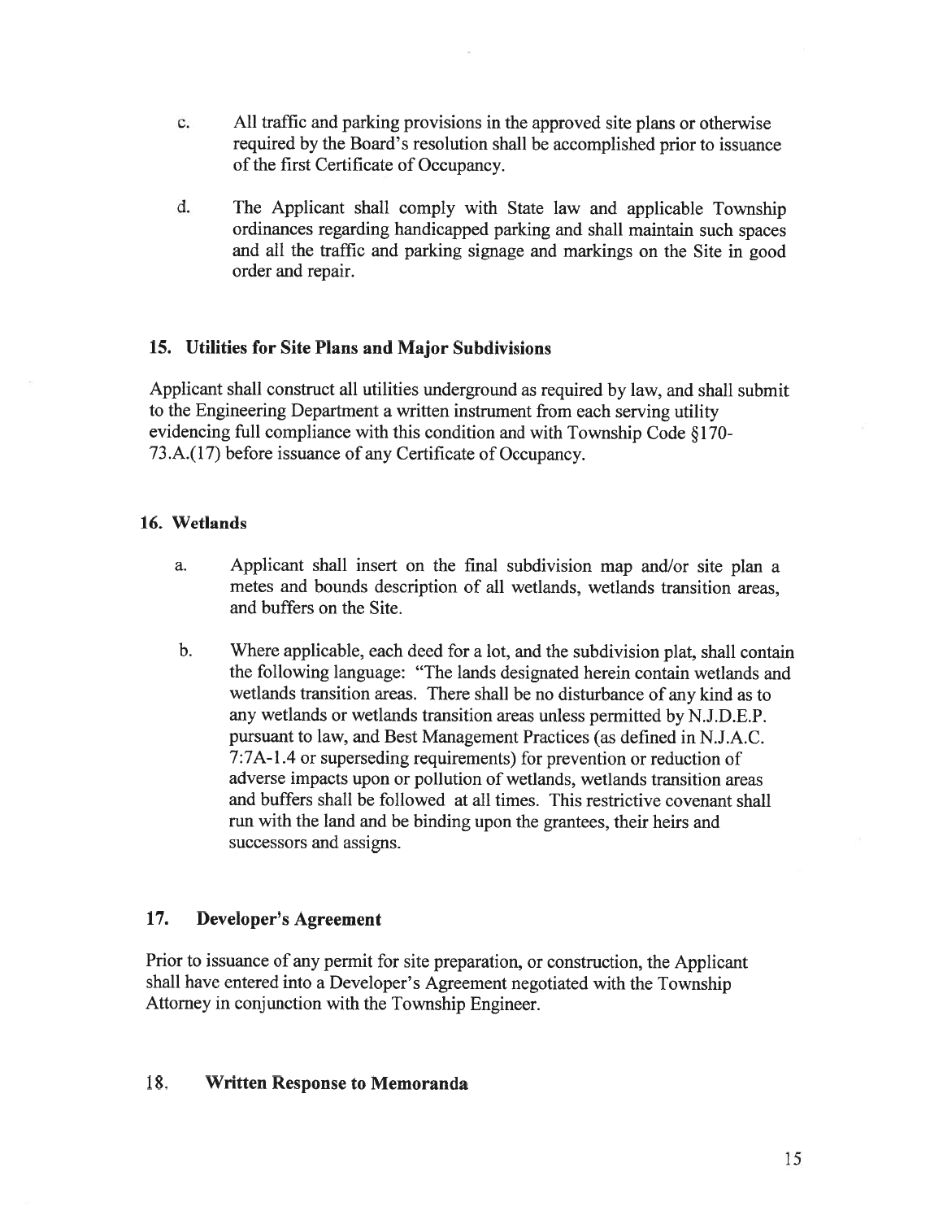c. All traffic and parking provisions in the approved site plans or otherwise required by the Board's resolution shall be accomplished prior to issuance of the first Certificate of Occupancy.

d. The Applicant shall comply with State law and applicable Township ordinances regarding handicapped parking and shall maintain such spaces and all the traffic and parking signage and markings on the Site in good order and repair.

### 15. Utilities for Site Plans and Major Subdivisions

Applicant shall construct all utilities underground as required by law, and shall submit to the Engineering Department a written instrument from each serving utility evidencing full compliance with this condition and with Township Code §170-73.A.(17) before issuance of any Certificate of Occupancy.

### 16. Wetlands

a. Applicant shall insert on the final subdivision map and/or site plan a metes and bounds description of all wetlands, wetlands transition areas, and buffers on the Site.

b. Where applicable, each deed for a lot, and the subdivision plat, shall contain the following language: "The lands designated herein contain wetlands and wetlands transition areas. There shall be no disturbance of any kind as to any wetlands or wetlands transition areas unless permitted by N.J.D.E.P. pursuant to law, and Best Management Practices (as defined in N.J.A.C. 7:7A-1.4 or superseding requirements) for prevention or reduction of adverse impacts upon or pollution of wetlands, wetlands transition areas and buffers shall be followed at all times. This restrictive covenant shall run with the land and be binding upon the grantees, their heirs and successors and assigns.

### 17. Developer's Agreement

Prior to issuance of any permit for site preparation, or construction, the Applicant shall have entered into a Developer's Agreement negotiated with the Township Attorney in conjunction with the Township Engineer.

### 18. Written Response to Memoranda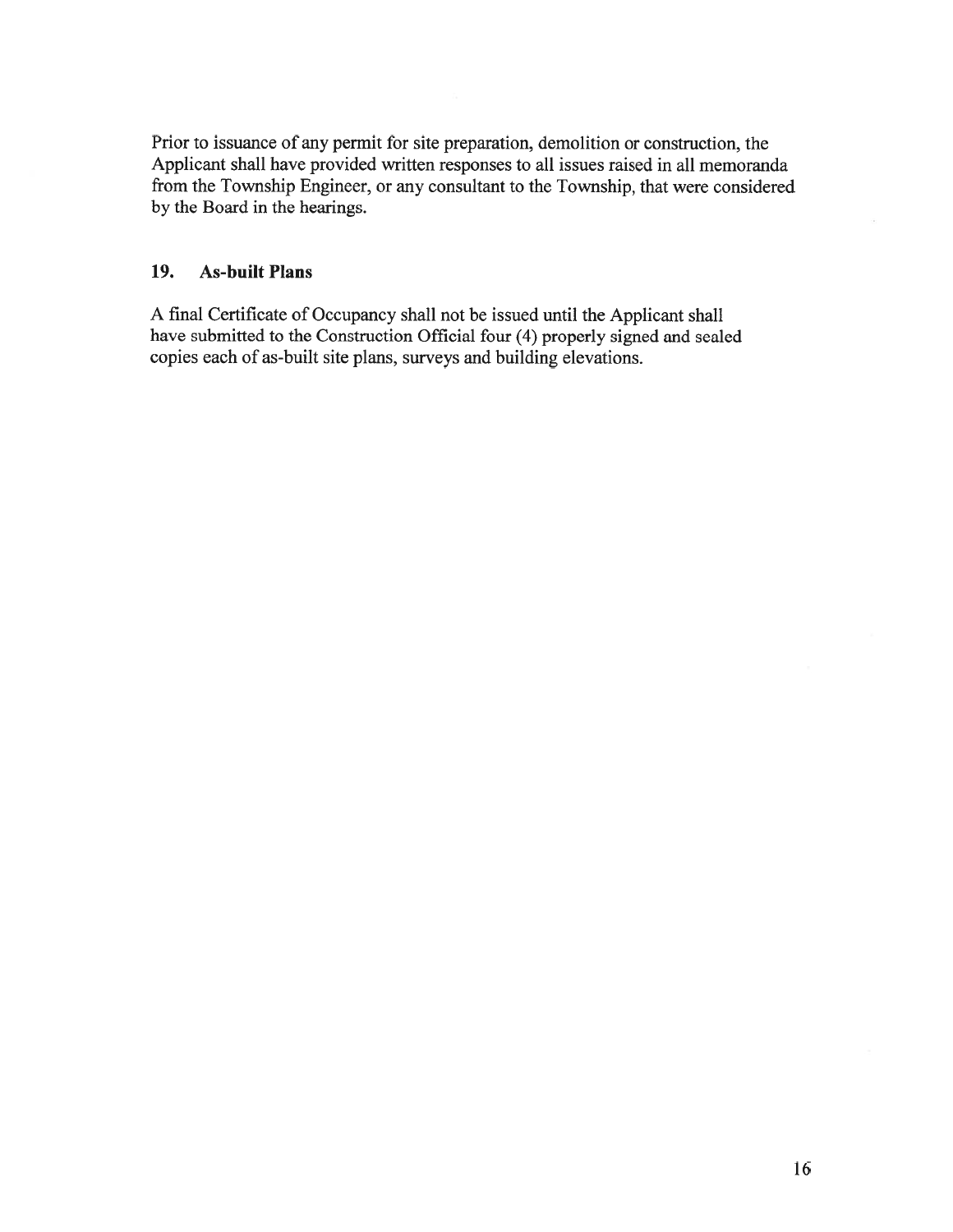Prior to issuance of any permit for site preparation, demolition or construction, the Applicant shall have provided written responses to all issues raised in all memoranda from the Township Engineer, or any consultant to the Township, that were considered by the Board in the hearings.

### 19. As-built Plans

A final Certificate of Occupancy shall not be issued until the Applicant shall have submitted to the Construction Official four (4) properly signed and sealed copies each of as-built site plans, surveys and building elevations.